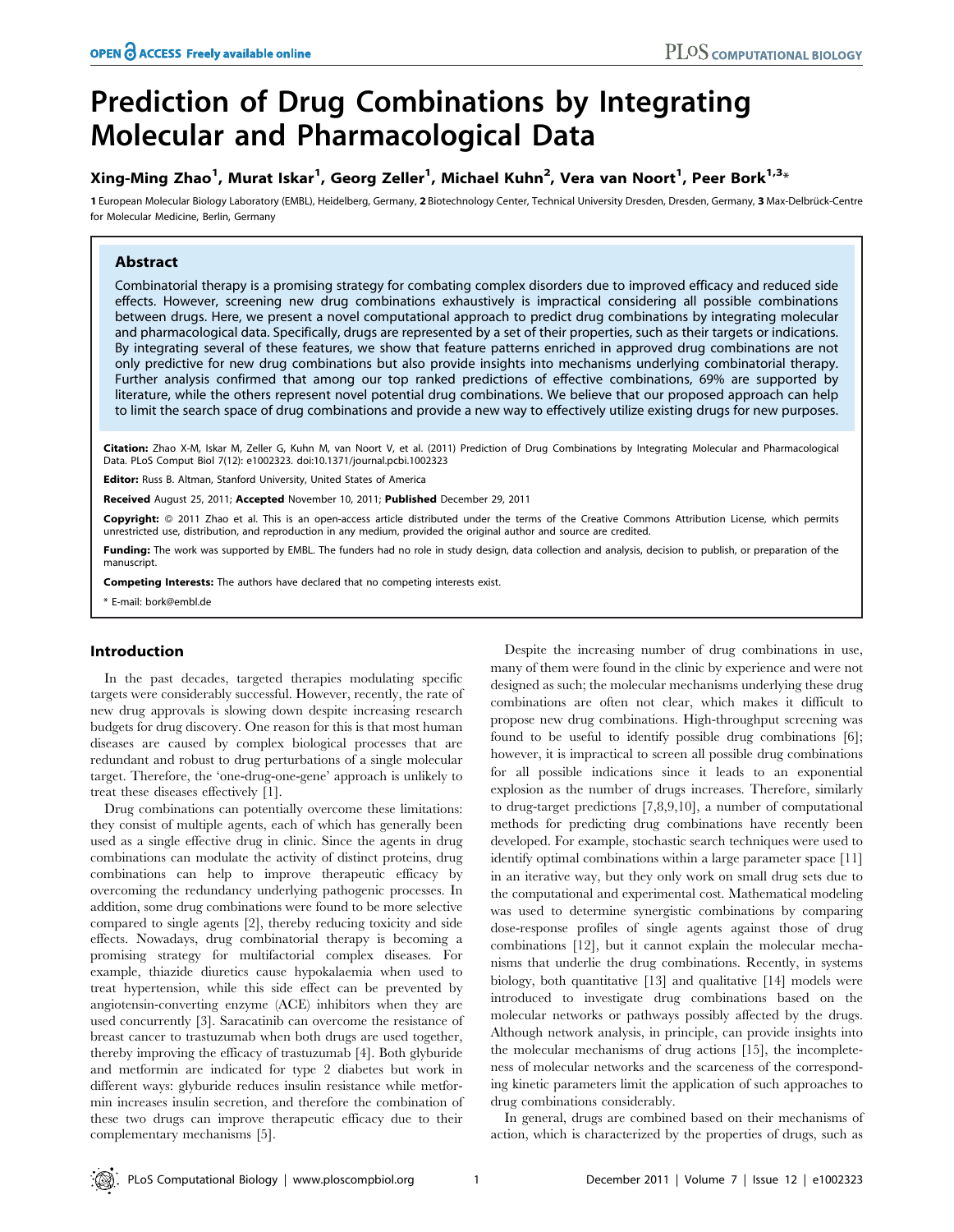# Prediction of Drug Combinations by Integrating Molecular and Pharmacological Data

**Xing-Ming Zhao[1], Murat Iskar[1], Georg Zeller[1], Michael Kuhn[2], Vera van Noort[1], Peer Bork[1,3]***

**1** European Molecular Biology Laboratory (EMBL), Heidelberg, Germany, **2** Biotechnology Center, Technical University Dresden, Dresden, Germany, **3** Max-Delbrück-Centre for Molecular Medicine, Berlin, Germany

## Abstract

Combinatorial therapy is a promising strategy for combating complex disorders due to improved efficacy and reduced side effects. However, screening new drug combinations exhaustively is impractical considering all possible combinations between drugs. Here, we present a novel computational approach to predict drug combinations by integrating molecular and pharmacological data. Specifically, drugs are represented by a set of their properties, such as their targets or indications. By integrating several of these features, we show that feature patterns enriched in approved drug combinations are not only predictive for new drug combinations but also provide insights into mechanisms underlying combinatorial therapy. Further analysis confirmed that among our top ranked predictions of effective combinations, 69% are supported by literature, while the others represent novel potential drug combinations. We believe that our proposed approach can help to limit the search space of drug combinations and provide a new way to effectively utilize existing drugs for new purposes.

**Citation:** Zhao X-M, Iskar M, Zeller G, Kuhn M, van Noort V, et al. (2011) Prediction of Drug Combinations by Integrating Molecular and Pharmacological Data. PLoS Comput Biol 7(12): e1002323. doi:10.1371/journal.pcbi.1002323

**Editor:** Russ B. Altman, Stanford University, United States of America

**Received** August 25, 2011; **Accepted** November 10, 2011; **Published** December 29, 2011

**Copyright:** © 2011 Zhao et al. This is an open-access article distributed under the terms of the Creative Commons Attribution License, which permits unrestricted use, distribution, and reproduction in any medium, provided the original author and source are credited.

**Funding:** The work was supported by EMBL. The funders had no role in study design, data collection and analysis, decision to publish, or preparation of the manuscript.

**Competing Interests:** The authors have declared that no competing interests exist.

\* E-mail: bork@embl.de

## Introduction

In the past decades, targeted therapies modulating specific targets were considerably successful. However, recently, the rate of new drug approvals is slowing down despite increasing research budgets for drug discovery. One reason for this is that most human diseases are caused by complex biological processes that are redundant and robust to drug perturbations of a single molecular target. Therefore, the 'one-drug-one-gene' approach is unlikely to treat these diseases effectively [1].

Drug combinations can potentially overcome these limitations: they consist of multiple agents, each of which has generally been used as a single effective drug in clinic. Since the agents in drug combinations can modulate the activity of distinct proteins, drug combinations can help to improve therapeutic efficacy by overcoming the redundancy underlying pathogenic processes. In addition, some drug combinations were found to be more selective compared to single agents [2], thereby reducing toxicity and side effects. Nowadays, drug combinatorial therapy is becoming a promising strategy for multifactorial complex diseases. For example, thiazide diuretics cause hypokalaemia when used to treat hypertension, while this side effect can be prevented by angiotensin-converting enzyme (ACE) inhibitors when they are used concurrently [3]. Saracatinib can overcome the resistance of breast cancer to trastuzumab when both drugs are used together, thereby improving the efficacy of trastuzumab [4]. Both glyburide and metformin are indicated for type 2 diabetes but work in different ways: glyburide reduces insulin resistance while metformin increases insulin secretion, and therefore the combination of these two drugs can improve therapeutic efficacy due to their complementary mechanisms [5].

Despite the increasing number of drug combinations in use, many of them were found in the clinic by experience and were not designed as such; the molecular mechanisms underlying these drug combinations are often not clear, which makes it difficult to propose new drug combinations. High-throughput screening was found to be useful to identify possible drug combinations [6]; however, it is impractical to screen all possible drug combinations for all possible indications since it leads to an exponential explosion as the number of drugs increases. Therefore, similarly to drug-target predictions [7,8,9,10], a number of computational methods for predicting drug combinations have recently been developed. For example, stochastic search techniques were used to identify optimal combinations within a large parameter space [11] in an iterative way, but they only work on small drug sets due to the computational and experimental cost. Mathematical modeling was used to determine synergistic combinations by comparing dose-response profiles of single agents against those of drug combinations [12], but it cannot explain the molecular mechanisms that underlie the drug combinations. Recently, in systems biology, both quantitative [13] and qualitative [14] models were introduced to investigate drug combinations based on the molecular networks or pathways possibly affected by the drugs. Although network analysis, in principle, can provide insights into the molecular mechanisms of drug actions [15], the incompleteness of molecular networks and the scarceness of the corresponding kinetic parameters limit the application of such approaches to drug combinations considerably.

In general, drugs are combined based on their mechanisms of action, which is characterized by the properties of drugs, such as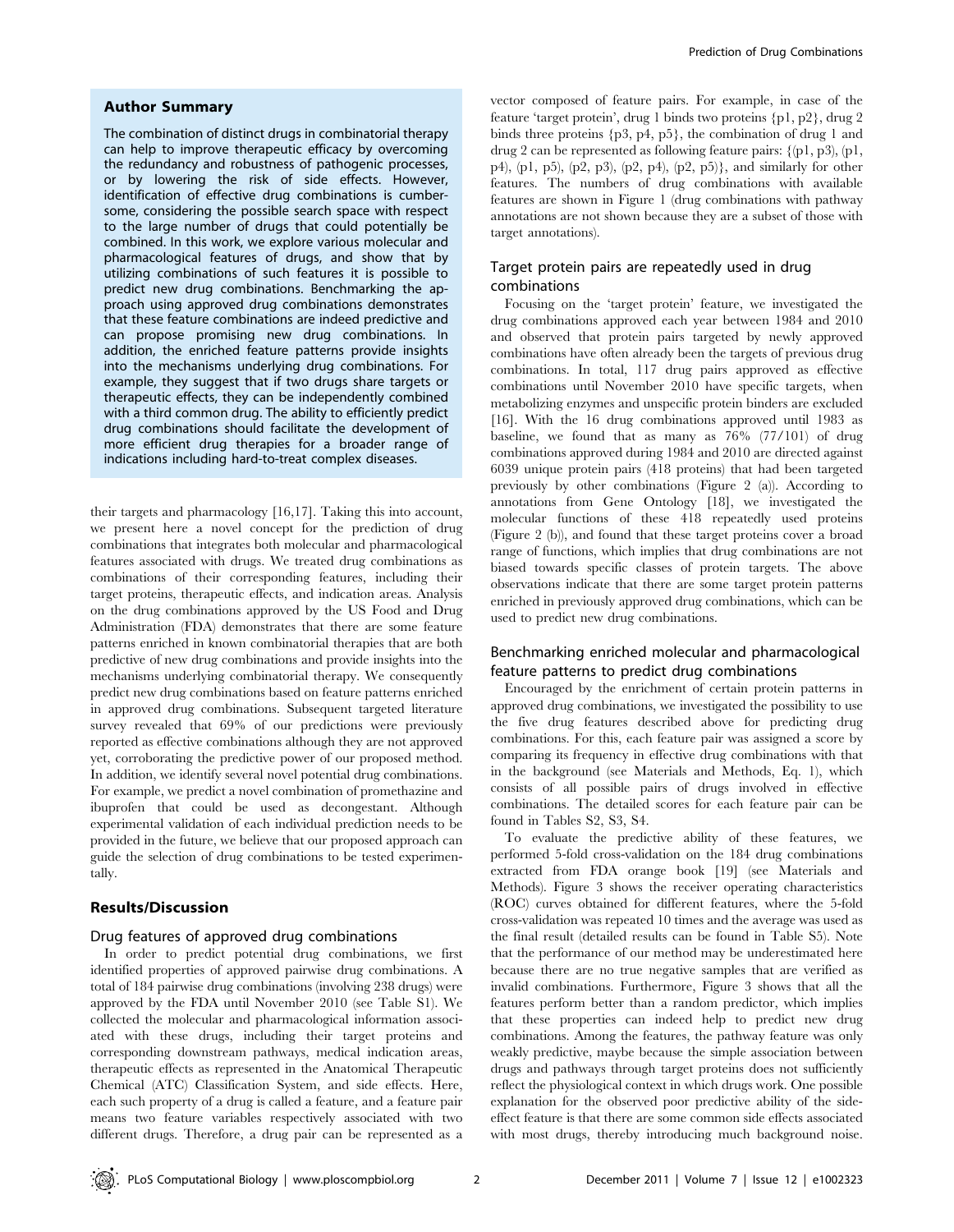### Author Summary

The combination of distinct drugs in combinatorial therapy can help to improve therapeutic efficacy by overcoming the redundancy and robustness of pathogenic processes, or by lowering the risk of side effects. However, identification of effective drug combinations is cumbersome, considering the possible search space with respect to the large number of drugs that could potentially be combined. In this work, we explore various molecular and pharmacological features of drugs, and show that by utilizing combinations of such features it is possible to predict new drug combinations. Benchmarking the approach using approved drug combinations demonstrates that these feature combinations are indeed predictive and can propose promising new drug combinations. In addition, the enriched feature patterns provide insights into the mechanisms underlying drug combinations. For example, they suggest that if two drugs share targets or therapeutic effects, they can be independently combined with a third common drug. The ability to efficiently predict drug combinations should facilitate the development of more efficient drug therapies for a broader range of indications including hard-to-treat complex diseases.

their targets and pharmacology [16,17]. Taking this into account, we present here a novel concept for the prediction of drug combinations that integrates both molecular and pharmacological features associated with drugs. We treated drug combinations as combinations of their corresponding features, including their target proteins, therapeutic effects, and indication areas. Analysis on the drug combinations approved by the US Food and Drug Administration (FDA) demonstrates that there are some feature patterns enriched in known combinatorial therapies that are both predictive of new drug combinations and provide insights into the mechanisms underlying combinatorial therapy. We consequently predict new drug combinations based on feature patterns enriched in approved drug combinations. Subsequent targeted literature survey revealed that 69% of our predictions were previously reported as effective combinations although they are not approved yet, corroborating the predictive power of our proposed method. In addition, we identify several novel potential drug combinations. For example, we predict a novel combination of promethazine and ibuprofen that could be used as decongestant. Although experimental validation of each individual prediction needs to be provided in the future, we believe that our proposed approach can guide the selection of drug combinations to be tested experimentally.

## Results/Discussion

### Drug features of approved drug combinations

In order to predict potential drug combinations, we first identified properties of approved pairwise drug combinations. A total of 184 pairwise drug combinations (involving 238 drugs) were approved by the FDA until November 2010 (see Table S1). We collected the molecular and pharmacological information associated with these drugs, including their target proteins and corresponding downstream pathways, medical indication areas, therapeutic effects as represented in the Anatomical Therapeutic Chemical (ATC) Classification System, and side effects. Here, each such property of a drug is called a feature, and a feature pair means two feature variables respectively associated with two different drugs. Therefore, a drug pair can be represented as a vector composed of feature pairs. For example, in case of the feature 'target protein', drug 1 binds two proteins {p1, p2}, drug 2 binds three proteins {p3, p4, p5}, the combination of drug 1 and drug 2 can be represented as following feature pairs: {(p1, p3), (p1, p4), (p1, p5), (p2, p3), (p2, p4), (p2, p5)}, and similarly for other features. The numbers of drug combinations with available features are shown in Figure 1 (drug combinations with pathway annotations are not shown because they are a subset of those with target annotations).

### Target protein pairs are repeatedly used in drug combinations

Focusing on the 'target protein' feature, we investigated the drug combinations approved each year between 1984 and 2010 and observed that protein pairs targeted by newly approved combinations have often already been the targets of previous drug combinations. In total, 117 drug pairs approved as effective combinations until November 2010 have specific targets, when metabolizing enzymes and unspecific protein binders are excluded [16]. With the 16 drug combinations approved until 1983 as baseline, we found that as many as 76% (77/101) of drug combinations approved during 1984 and 2010 are directed against 6039 unique protein pairs (418 proteins) that had been targeted previously by other combinations (Figure 2 (a)). According to annotations from Gene Ontology [18], we investigated the molecular functions of these 418 repeatedly used proteins (Figure 2 (b)), and found that these target proteins cover a broad range of functions, which implies that drug combinations are not biased towards specific classes of protein targets. The above observations indicate that there are some target protein patterns enriched in previously approved drug combinations, which can be used to predict new drug combinations.

### Benchmarking enriched molecular and pharmacological feature patterns to predict drug combinations

Encouraged by the enrichment of certain protein patterns in approved drug combinations, we investigated the possibility to use the five drug features described above for predicting drug combinations. For this, each feature pair was assigned a score by comparing its frequency in effective drug combinations with that in the background (see Materials and Methods, Eq. 1), which consists of all possible pairs of drugs involved in effective combinations. The detailed scores for each feature pair can be found in Tables S2, S3, S4.

To evaluate the predictive ability of these features, we performed 5-fold cross-validation on the 184 drug combinations extracted from FDA orange book [19] (see Materials and Methods). Figure 3 shows the receiver operating characteristics (ROC) curves obtained for different features, where the 5-fold cross-validation was repeated 10 times and the average was used as the final result (detailed results can be found in Table S5). Note that the performance of our method may be underestimated here because there are no true negative samples that are verified as invalid combinations. Furthermore, Figure 3 shows that all the features perform better than a random predictor, which implies that these properties can indeed help to predict new drug combinations. Among the features, the pathway feature was only weakly predictive, maybe because the simple association between drugs and pathways through target proteins does not sufficiently reflect the physiological context in which drugs work. One possible explanation for the observed poor predictive ability of the side-effect feature is that there are some common side effects associated with most drugs, thereby introducing much background noise.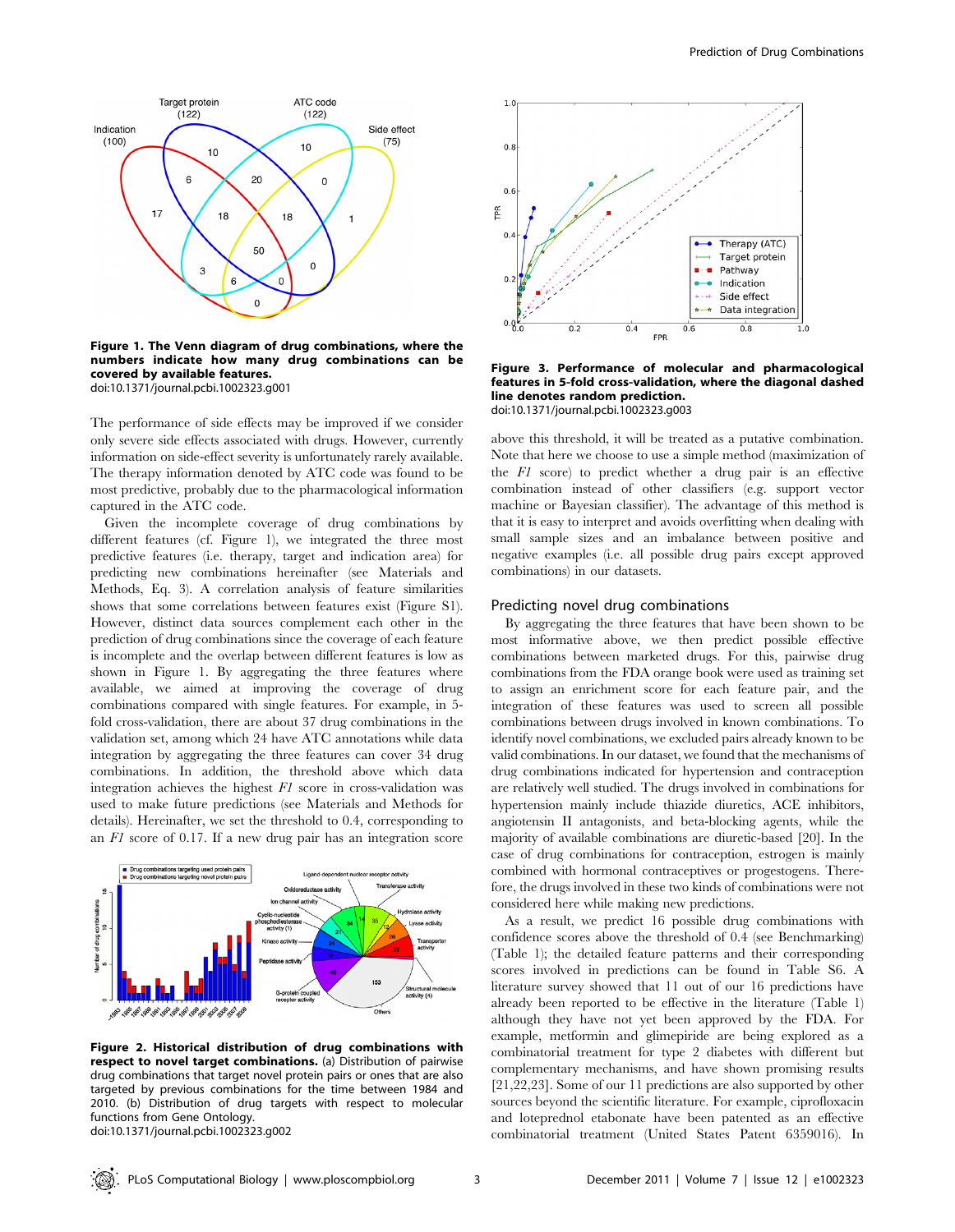**Figure 1. The Venn diagram of drug combinations, where the numbers indicate how many drug combinations can be covered by available features.**
doi:10.1371/journal.pcbi.1002323.g001

The performance of side effects may be improved if we consider only severe side effects associated with drugs. However, currently information on side-effect severity is unfortunately rarely available. The therapy information denoted by ATC code was found to be most predictive, probably due to the pharmacological information captured in the ATC code.

Given the incomplete coverage of drug combinations by different features (cf. Figure 1), we integrated the three most predictive features (i.e. therapy, target and indication area) for predicting new combinations hereinafter (see Materials and Methods, Eq. 3). A correlation analysis of feature similarities shows that some correlations between features exist (Figure S1). However, distinct data sources complement each other in the prediction of drug combinations since the coverage of each feature is incomplete and the overlap between different features is low as shown in Figure 1. By aggregating the three features where available, we aimed at improving the coverage of drug combinations compared with single features. For example, in 5-fold cross-validation, there are about 37 drug combinations in the validation set, among which 24 have ATC annotations while data integration by aggregating the three features can cover 34 drug combinations. In addition, the threshold above which data integration achieves the highest *F1* score in cross-validation was used to make future predictions (see Materials and Methods for details). Hereinafter, we set the threshold to 0.4, corresponding to an *F1* score of 0.17. If a new drug pair has an integration score above this threshold, it will be treated as a putative combination. Note that here we choose to use a simple method (maximization of the *F1* score) to predict whether a drug pair is an effective combination instead of other classifiers (e.g. support vector machine or Bayesian classifier). The advantage of this method is that it is easy to interpret and avoids overfitting when dealing with small sample sizes and an imbalance between positive and negative examples (i.e. all possible drug pairs except approved combinations) in our datasets.

**Figure 2. Historical distribution of drug combinations with respect to novel target combinations.** (a) Distribution of pairwise drug combinations that target novel protein pairs or ones that are also targeted by previous combinations for the time between 1984 and 2010. (b) Distribution of drug targets with respect to molecular functions from Gene Ontology.
doi:10.1371/journal.pcbi.1002323.g002

**Figure 3. Performance of molecular and pharmacological features in 5-fold cross-validation, where the diagonal dashed line denotes random prediction.**
doi:10.1371/journal.pcbi.1002323.g003

## Predicting novel drug combinations

By aggregating the three features that have been shown to be most informative above, we then predict possible effective combinations between marketed drugs. For this, pairwise drug combinations from the FDA orange book were used as training set to assign an enrichment score for each feature pair, and the integration of these features was used to screen all possible combinations between drugs involved in known combinations. To identify novel combinations, we excluded pairs already known to be valid combinations. In our dataset, we found that the mechanisms of drug combinations indicated for hypertension and contraception are relatively well studied. The drugs involved in combinations for hypertension mainly include thiazide diuretics, ACE inhibitors, angiotensin II antagonists, and beta-blocking agents, while the majority of available combinations are diuretic-based [20]. In the case of drug combinations for contraception, estrogen is mainly combined with hormonal contraceptives or progestogens. Therefore, the drugs involved in these two kinds of combinations were not considered here while making new predictions.

As a result, we predict 16 possible drug combinations with confidence scores above the threshold of 0.4 (see Benchmarking) (Table 1); the detailed feature patterns and their corresponding scores involved in predictions can be found in Table S6. A literature survey showed that 11 out of our 16 predictions have already been reported to be effective in the literature (Table 1) although they have not yet been approved by the FDA. For example, metformin and glimepiride are being explored as a combinatorial treatment for type 2 diabetes with different but complementary mechanisms, and have shown promising results [21,22,23]. Some of our 11 predictions are also supported by other sources beyond the scientific literature. For example, ciprofloxacin and loteprednol etabonate have been patented as an effective combinatorial treatment (United States Patent 6359016). In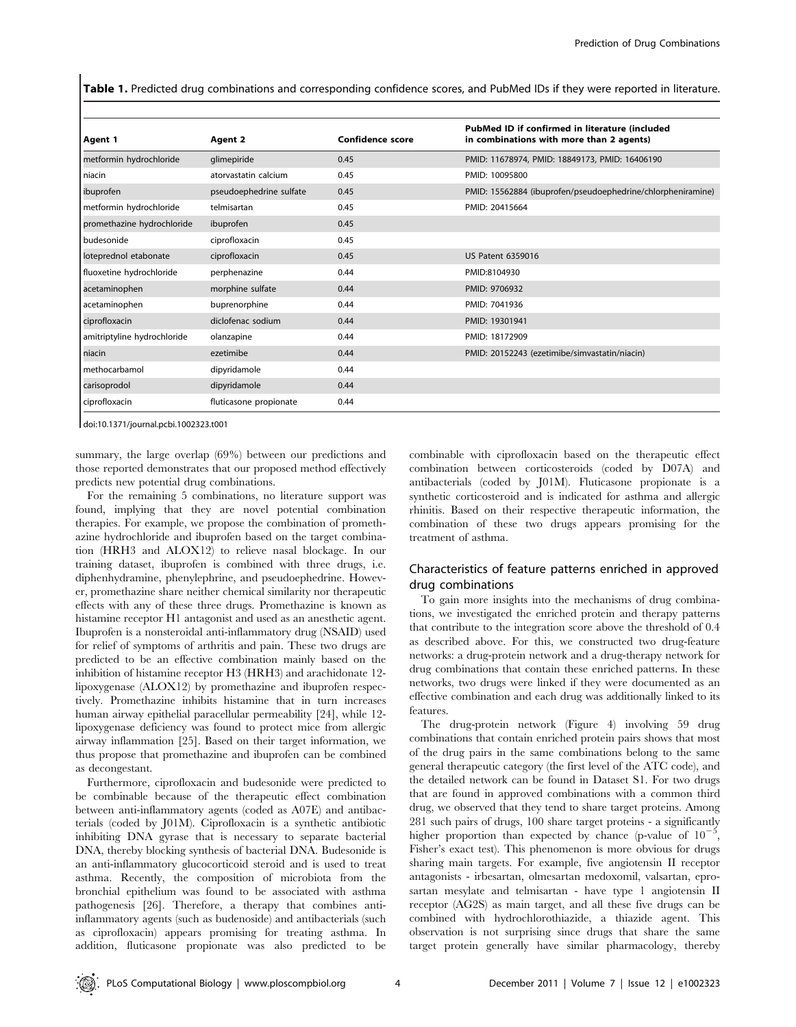**Table 1.** Predicted drug combinations and corresponding confidence scores, and PubMed IDs if they were reported in literature.

| Agent 1 | Agent 2 | Confidence score | PubMed ID if confirmed in literature (included in combinations with more than 2 agents) |
|---|---|---|---|
| metformin hydrochloride | glimepiride | 0.45 | PMID: 11678974, PMID: 18849173, PMID: 16406190 |
| niacin | atorvastatin calcium | 0.45 | PMID: 10095800 |
| ibuprofen | pseudoephedrine sulfate | 0.45 | PMID: 15562884 (ibuprofen/pseudoephedrine/chlorpheniramine) |
| metformin hydrochloride | telmisartan | 0.45 | PMID: 20415664 |
| promethazine hydrochloride | ibuprofen | 0.45 | |
| budesonide | ciprofloxacin | 0.45 | |
| loteprednol etabonate | ciprofloxacin | 0.45 | US Patent 6359016 |
| fluoxetine hydrochloride | perphenazine | 0.44 | PMID:8104930 |
| acetaminophen | morphine sulfate | 0.44 | PMID: 9706932 |
| acetaminophen | buprenorphine | 0.44 | PMID: 7041936 |
| ciprofloxacin | diclofenac sodium | 0.44 | PMID: 19301941 |
| amitriptyline hydrochloride | olanzapine | 0.44 | PMID: 18172909 |
| niacin | ezetimibe | 0.44 | PMID: 20152243 (ezetimibe/simvastatin/niacin) |
| methocarbamol | dipyridamole | 0.44 | |
| carisoprodol | dipyridamole | 0.44 | |
| ciprofloxacin | fluticasone propionate | 0.44 | |

doi:10.1371/journal.pcbi.1002323.t001

summary, the large overlap (69%) between our predictions and those reported demonstrates that our proposed method effectively predicts new potential drug combinations.

For the remaining 5 combinations, no literature support was found, implying that they are novel potential combination therapies. For example, we propose the combination of promethazine hydrochloride and ibuprofen based on the target combination (HRH3 and ALOX12) to relieve nasal blockage. In our training dataset, ibuprofen is combined with three drugs, i.e. diphenhydramine, phenylephrine, and pseudoephedrine. However, promethazine share neither chemical similarity nor therapeutic effects with any of these three drugs. Promethazine is known as histamine receptor H1 antagonist and used as an anesthetic agent. Ibuprofen is a nonsteroidal anti-inflammatory drug (NSAID) used for relief of symptoms of arthritis and pain. These two drugs are predicted to be an effective combination mainly based on the inhibition of histamine receptor H3 (HRH3) and arachidonate 12-lipoxygenase (ALOX12) by promethazine and ibuprofen respectively. Promethazine inhibits histamine that in turn increases human airway epithelial paracellular permeability [24], while 12-lipoxygenase deficiency was found to protect mice from allergic airway inflammation [25]. Based on their target information, we thus propose that promethazine and ibuprofen can be combined as decongestant.

Furthermore, ciprofloxacin and budesonide were predicted to be combinable because of the therapeutic effect combination between anti-inflammatory agents (coded as A07E) and antibacterials (coded by J01M). Ciprofloxacin is a synthetic antibiotic inhibiting DNA gyrase that is necessary to separate bacterial DNA, thereby blocking synthesis of bacterial DNA. Budesonide is an anti-inflammatory glucocorticoid steroid and is used to treat asthma. Recently, the composition of microbiota from the bronchial epithelium was found to be associated with asthma pathogenesis [26]. Therefore, a therapy that combines anti-inflammatory agents (such as budenoside) and antibacterials (such as ciprofloxacin) appears promising for treating asthma. In addition, fluticasone propionate was also predicted to be combinable with ciprofloxacin based on the therapeutic effect combination between corticosteroids (coded by D07A) and antibacterials (coded by J01M). Fluticasone propionate is a synthetic corticosteroid and is indicated for asthma and allergic rhinitis. Based on their respective therapeutic information, the combination of these two drugs appears promising for the treatment of asthma.

## Characteristics of feature patterns enriched in approved drug combinations

To gain more insights into the mechanisms of drug combinations, we investigated the enriched protein and therapy patterns that contribute to the integration score above the threshold of 0.4 as described above. For this, we constructed two drug-feature networks: a drug-protein network and a drug-therapy network for drug combinations that contain these enriched patterns. In these networks, two drugs were linked if they were documented as an effective combination and each drug was additionally linked to its features.

The drug-protein network (Figure 4) involving 59 drug combinations that contain enriched protein pairs shows that most of the drug pairs in the same combinations belong to the same general therapeutic category (the first level of the ATC code), and the detailed network can be found in Dataset S1. For two drugs that are found in approved combinations with a common third drug, we observed that they tend to share target proteins. Among 281 such pairs of drugs, 100 share target proteins - a significantly higher proportion than expected by chance (p-value of $10^{-5}$, Fisher's exact test). This phenomenon is more obvious for drugs sharing main targets. For example, five angiotensin II receptor antagonists - irbesartan, olmesartan medoxomil, valsartan, eprosartan mesylate and telmisartan - have type 1 angiotensin II receptor (AG2S) as main target, and all these five drugs can be combined with hydrochlorothiazide, a thiazide agent. This observation is not surprising since drugs that share the same target protein generally have similar pharmacology, thereby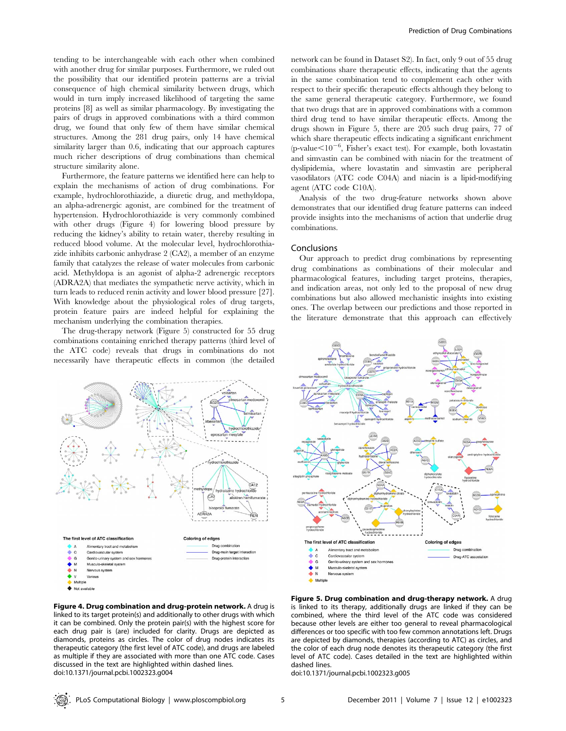tending to be interchangeable with each other when combined with another drug for similar purposes. Furthermore, we ruled out the possibility that our identified protein patterns are a trivial consequence of high chemical similarity between drugs, which would in turn imply increased likelihood of targeting the same proteins [8] as well as similar pharmacology. By investigating the pairs of drugs in approved combinations with a third common drug, we found that only few of them have similar chemical structures. Among the 281 drug pairs, only 14 have chemical similarity larger than 0.6, indicating that our approach captures much richer descriptions of drug combinations than chemical structure similarity alone.

Furthermore, the feature patterns we identified here can help to explain the mechanisms of action of drug combinations. For example, hydrochlorothiazide, a diuretic drug, and methyldopa, an alpha-adrenergic agonist, are combined for the treatment of hypertension. Hydrochlorothiazide is very commonly combined with other drugs (Figure 4) for lowering blood pressure by reducing the kidney's ability to retain water, thereby resulting in reduced blood volume. At the molecular level, hydrochlorothiazide inhibits carbonic anhydrase 2 (CA2), a member of an enzyme family that catalyzes the release of water molecules from carbonic acid. Methyldopa is an agonist of alpha-2 adrenergic receptors (ADRA2A) that mediates the sympathetic nerve activity, which in turn leads to reduced renin activity and lower blood pressure [27]. With knowledge about the physiological roles of drug targets, protein feature pairs are indeed helpful for explaining the mechanism underlying the combination therapies.

The drug-therapy network (Figure 5) constructed for 55 drug combinations containing enriched therapy patterns (third level of the ATC code) reveals that drugs in combinations do not necessarily have therapeutic effects in common (the detailed network can be found in Dataset S2). In fact, only 9 out of 55 drug combinations share therapeutic effects, indicating that the agents in the same combination tend to complement each other with respect to their specific therapeutic effects although they belong to the same general therapeutic category. Furthermore, we found that two drugs that are in approved combinations with a common third drug tend to have similar therapeutic effects. Among the drugs shown in Figure 5, there are 205 such drug pairs, 77 of which share therapeutic effects indicating a significant enrichment (p-value$<10^{-6}$, Fisher's exact test). For example, both lovastatin and simvastin can be combined with niacin for the treatment of dyslipidemia, where lovastatin and simvastin are peripheral vasodilators (ATC code C04A) and niacin is a lipid-modifying agent (ATC code C10A).

Analysis of the two drug-feature networks shown above demonstrates that our identified drug feature patterns can indeed provide insights into the mechanisms of action that underlie drug combinations.

## Conclusions

Our approach to predict drug combinations by representing drug combinations as combinations of their molecular and pharmacological features, including target proteins, therapies, and indication areas, not only led to the proposal of new drug combinations but also allowed mechanistic insights into existing ones. The overlap between our predictions and those reported in the literature demonstrate that this approach can effectively

**Figure 4. Drug combination and drug-protein network.** A drug is linked to its target protein(s) and additionally to other drugs with which it can be combined. Only the protein pair(s) with the highest score for each drug pair is (are) included for clarity. Drugs are depicted as diamonds, proteins as circles. The color of drug nodes indicates its therapeutic category (the first level of ATC code), and drugs are labeled as multiple if they are associated with more than one ATC code. Cases discussed in the text are highlighted within dashed lines.
doi:10.1371/journal.pcbi.1002323.g004

**Figure 5. Drug combination and drug-therapy network.** A drug is linked to its therapy, additionally drugs are linked if they can be combined, where the third level of the ATC code was considered because other levels are either too general to reveal pharmacological differences or too specific with too few common annotations left. Drugs are depicted by diamonds, therapies (according to ATC) as circles, and the color of each drug node denotes its therapeutic category (the first level of ATC code). Cases detailed in the text are highlighted within dashed lines.
doi:10.1371/journal.pcbi.1002323.g005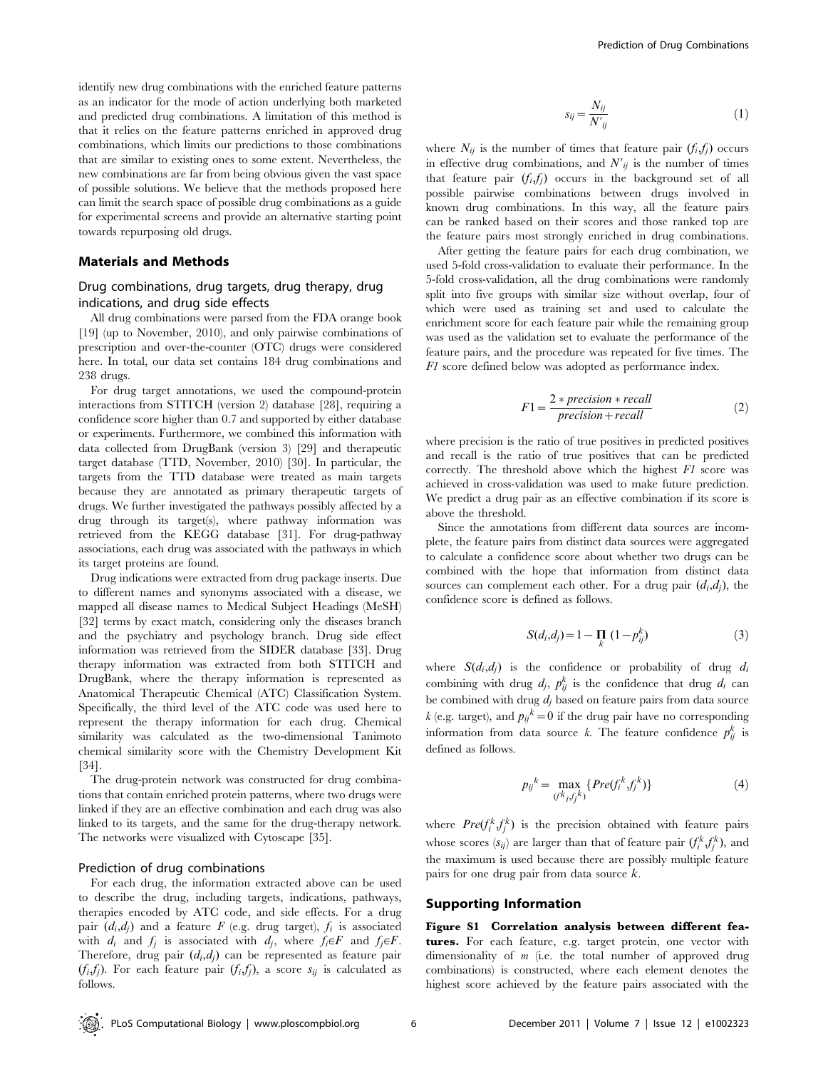identify new drug combinations with the enriched feature patterns as an indicator for the mode of action underlying both marketed and predicted drug combinations. A limitation of this method is that it relies on the feature patterns enriched in approved drug combinations, which limits our predictions to those combinations that are similar to existing ones to some extent. Nevertheless, the new combinations are far from being obvious given the vast space of possible solutions. We believe that the methods proposed here can limit the search space of possible drug combinations as a guide for experimental screens and provide an alternative starting point towards repurposing old drugs.

## Materials and Methods

### Drug combinations, drug targets, drug therapy, drug indications, and drug side effects

All drug combinations were parsed from the FDA orange book [19] (up to November, 2010), and only pairwise combinations of prescription and over-the-counter (OTC) drugs were considered here. In total, our data set contains 184 drug combinations and 238 drugs.

For drug target annotations, we used the compound-protein interactions from STITCH (version 2) database [28], requiring a confidence score higher than 0.7 and supported by either database or experiments. Furthermore, we combined this information with data collected from DrugBank (version 3) [29] and therapeutic target database (TTD, November, 2010) [30]. In particular, the targets from the TTD database were treated as main targets because they are annotated as primary therapeutic targets of drugs. We further investigated the pathways possibly affected by a drug through its target(s), where pathway information was retrieved from the KEGG database [31]. For drug-pathway associations, each drug was associated with the pathways in which its target proteins are found.

Drug indications were extracted from drug package inserts. Due to different names and synonyms associated with a disease, we mapped all disease names to Medical Subject Headings (MeSH) [32] terms by exact match, considering only the diseases branch and the psychiatry and psychology branch. Drug side effect information was retrieved from the SIDER database [33]. Drug therapy information was extracted from both STITCH and DrugBank, where the therapy information is represented as Anatomical Therapeutic Chemical (ATC) Classification System. Specifically, the third level of the ATC code was used here to represent the therapy information for each drug. Chemical similarity was calculated as the two-dimensional Tanimoto chemical similarity score with the Chemistry Development Kit [34].

The drug-protein network was constructed for drug combinations that contain enriched protein patterns, where two drugs were linked if they are an effective combination and each drug was also linked to its targets, and the same for the drug-therapy network. The networks were visualized with Cytoscape [35].

### Prediction of drug combinations

For each drug, the information extracted above can be used to describe the drug, including targets, indications, pathways, therapies encoded by ATC code, and side effects. For a drug pair $(d_i,d_j)$ and a feature $F$ (e.g. drug target), $f_i$ is associated with $d_i$ and $f_j$ is associated with $d_j$, where $f_i \in F$ and $f_j \in F$. Therefore, drug pair $(d_i,d_j)$ can be represented as feature pair $(f_i,f_j)$. For each feature pair $(f_i,f_j)$, a score $s_{ij}$ is calculated as follows.

$$s_{ij} = \frac{N_{ij}}{N'_{ij}} \tag{1}$$

where $N_{ij}$ is the number of times that feature pair $(f_i,f_j)$ occurs in effective drug combinations, and $N'_{ij}$ is the number of times that feature pair $(f_i,f_j)$ occurs in the background set of all possible pairwise combinations between drugs involved in known drug combinations. In this way, all the feature pairs can be ranked based on their scores and those ranked top are the feature pairs most strongly enriched in drug combinations.

After getting the feature pairs for each drug combination, we used 5-fold cross-validation to evaluate their performance. In the 5-fold cross-validation, all the drug combinations were randomly split into five groups with similar size without overlap, four of which were used as training set and used to calculate the enrichment score for each feature pair while the remaining group was used as the validation set to evaluate the performance of the feature pairs, and the procedure was repeated for five times. The *F1* score defined below was adopted as performance index.

$$F1 = \frac{2 * precision * recall}{precision + recall} \tag{2}$$

where precision is the ratio of true positives in predicted positives and recall is the ratio of true positives that can be predicted correctly. The threshold above which the highest *F1* score was achieved in cross-validation was used to make future prediction. We predict a drug pair as an effective combination if its score is above the threshold.

Since the annotations from different data sources are incomplete, the feature pairs from distinct data sources were aggregated to calculate a confidence score about whether two drugs can be combined with the hope that information from distinct data sources can complement each other. For a drug pair $(d_i,d_j)$, the confidence score is defined as follows.

$$S(d_i,d_j) = 1 - \prod_k (1 - p_{ij}^k) \tag{3}$$

where $S(d_i,d_j)$ is the confidence or probability of drug $d_i$ combining with drug $d_j$, $p_{ij}^k$ is the confidence that drug $d_i$ can be combined with drug $d_j$ based on feature pairs from data source $k$ (e.g. target), and $p_{ij}^k = 0$ if the drug pair have no corresponding information from data source $k$. The feature confidence $p_{ij}^k$ is defined as follows.

$$p_{ij}^k = \max_{(f_i^k, f_j^k)} \{Pre(f_i^k, f_j^k)\} \tag{4}$$

where $Pre(f_i^k, f_j^k)$ is the precision obtained with feature pairs whose scores $(s_{ij})$ are larger than that of feature pair $(f_i^k, f_j^k)$, and the maximum is used because there are possibly multiple feature pairs for one drug pair from data source $k$.

## Supporting Information

**Figure S1 Correlation analysis between different features.** For each feature, e.g. target protein, one vector with dimensionality of $m$ (i.e. the total number of approved drug combinations) is constructed, where each element denotes the highest score achieved by the feature pairs associated with the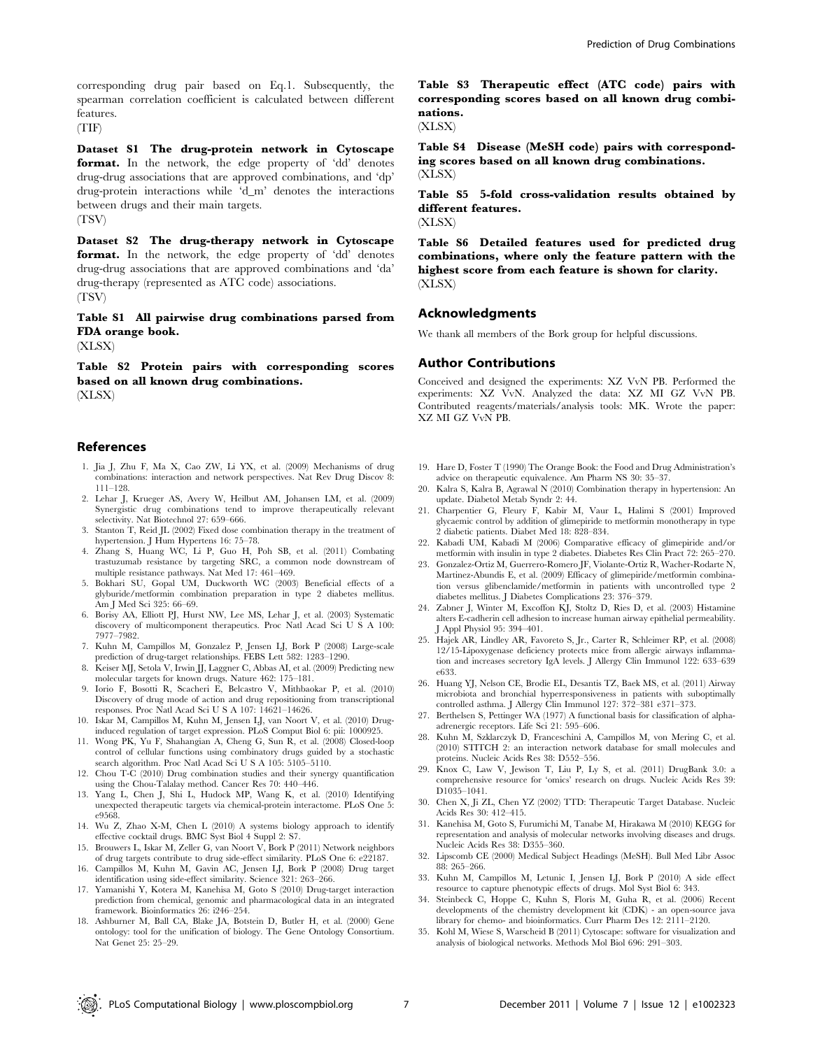corresponding drug pair based on Eq.1. Subsequently, the spearman correlation coefficient is calculated between different features.
(TIF)

**Dataset S1 The drug-protein network in Cytoscape format.** In the network, the edge property of 'dd' denotes drug-drug associations that are approved combinations, and 'dp' drug-protein interactions while 'd_m' denotes the interactions between drugs and their main targets.
(TSV)

**Dataset S2 The drug-therapy network in Cytoscape format.** In the network, the edge property of 'dd' denotes drug-drug associations that are approved combinations and 'da' drug-therapy (represented as ATC code) associations.
(TSV)

**Table S1 All pairwise drug combinations parsed from FDA orange book.**
(XLSX)

**Table S2 Protein pairs with corresponding scores based on all known drug combinations.**
(XLSX)

**Table S3 Therapeutic effect (ATC code) pairs with corresponding scores based on all known drug combinations.**
(XLSX)

**Table S4 Disease (MeSH code) pairs with corresponding scores based on all known drug combinations.**
(XLSX)

**Table S5 5-fold cross-validation results obtained by different features.**
(XLSX)

**Table S6 Detailed features used for predicted drug combinations, where only the feature pattern with the highest score from each feature is shown for clarity.**
(XLSX)

## Acknowledgments

We thank all members of the Bork group for helpful discussions.

## Author Contributions

Conceived and designed the experiments: XZ VvN PB. Performed the experiments: XZ VvN. Analyzed the data: XZ MI GZ VvN PB. Contributed reagents/materials/analysis tools: MK. Wrote the paper: XZ MI GZ VvN PB.

## References

1. Jia J, Zhu F, Ma X, Cao ZW, Li YX, et al. (2009) Mechanisms of drug combinations: interaction and network perspectives. Nat Rev Drug Discov 8: 111–128.
2. Lehar J, Krueger AS, Avery W, Heilbut AM, Johansen LM, et al. (2009) Synergistic drug combinations tend to improve therapeutically relevant selectivity. Nat Biotechnol 27: 659–666.
3. Stanton T, Reid JL (2002) Fixed dose combination therapy in the treatment of hypertension. J Hum Hypertens 16: 75–78.
4. Zhang S, Huang WC, Li P, Guo H, Poh SB, et al. (2011) Combating trastuzumab resistance by targeting SRC, a common node downstream of multiple resistance pathways. Nat Med 17: 461–469.
5. Bokhari SU, Gopal UM, Duckworth WC (2003) Beneficial effects of a glyburide/metformin combination preparation in type 2 diabetes mellitus. Am J Med Sci 325: 66–69.
6. Borisy AA, Elliott PJ, Hurst NW, Lee MS, Lehar J, et al. (2003) Systematic discovery of multicomponent therapeutics. Proc Natl Acad Sci U S A 100: 7977–7982.
7. Kuhn M, Campillos M, Gonzalez P, Jensen LJ, Bork P (2008) Large-scale prediction of drug-target relationships. FEBS Lett 582: 1283–1290.
8. Keiser MJ, Setola V, Irwin JJ, Laggner C, Abbas AI, et al. (2009) Predicting new molecular targets for known drugs. Nature 462: 175–181.
9. Iorio F, Bosotti R, Scacheri E, Belcastro V, Mithbaokar P, et al. (2010) Discovery of drug mode of action and drug repositioning from transcriptional responses. Proc Natl Acad Sci U S A 107: 14621–14626.
10. Iskar M, Campillos M, Kuhn M, Jensen LJ, van Noort V, et al. (2010) Drug-induced regulation of target expression. PLoS Comput Biol 6: pii: 1000925.
11. Wong PK, Yu F, Shahangian A, Cheng G, Sun R, et al. (2008) Closed-loop control of cellular functions using combinatory drugs guided by a stochastic search algorithm. Proc Natl Acad Sci U S A 105: 5105–5110.
12. Chou T-C (2010) Drug combination studies and their synergy quantification using the Chou-Talalay method. Cancer Res 70: 440–446.
13. Yang L, Chen J, Shi L, Hudock MP, Wang K, et al. (2010) Identifying unexpected therapeutic targets via chemical-protein interactome. PLoS One 5: e9568.
14. Wu Z, Zhao X-M, Chen L (2010) A systems biology approach to identify effective cocktail drugs. BMC Syst Biol 4 Suppl 2: S7.
15. Brouwers L, Iskar M, Zeller G, van Noort V, Bork P (2011) Network neighbors of drug targets contribute to drug side-effect similarity. PLoS One 6: e22187.
16. Campillos M, Kuhn M, Gavin AC, Jensen LJ, Bork P (2008) Drug target identification using side-effect similarity. Science 321: 263–266.
17. Yamanishi Y, Kotera M, Kanehisa M, Goto S (2010) Drug-target interaction prediction from chemical, genomic and pharmacological data in an integrated framework. Bioinformatics 26: i246–254.
18. Ashburner M, Ball CA, Blake JA, Botstein D, Butler H, et al. (2000) Gene ontology: tool for the unification of biology. The Gene Ontology Consortium. Nat Genet 25: 25–29.
19. Hare D, Foster T (1990) The Orange Book: the Food and Drug Administration's advice on therapeutic equivalence. Am Pharm NS 30: 35–37.
20. Kalra S, Kalra B, Agrawal N (2010) Combination therapy in hypertension: An update. Diabetol Metab Syndr 2: 44.
21. Charpentier G, Fleury F, Kabir M, Vaur L, Halimi S (2001) Improved glycaemic control by addition of glimepiride to metformin monotherapy in type 2 diabetic patients. Diabet Med 18: 828–834.
22. Kabadi UM, Kabadi M (2006) Comparative efficacy of glimepiride and/or metformin with insulin in type 2 diabetes. Diabetes Res Clin Pract 72: 265–270.
23. Gonzalez-Ortiz M, Guerrero-Romero JF, Violante-Ortiz R, Wacher-Rodarte N, Martinez-Abundis E, et al. (2009) Efficacy of glimepiride/metformin combination versus glibenclamide/metformin in patients with uncontrolled type 2 diabetes mellitus. J Diabetes Complications 23: 376–379.
24. Zabner J, Winter M, Excoffon KJ, Stoltz D, Ries D, et al. (2003) Histamine alters E-cadherin cell adhesion to increase human airway epithelial permeability. J Appl Physiol 95: 394–401.
25. Hajek AR, Lindley AR, Favoreto S, Jr., Carter R, Schleimer RP, et al. (2008) 12/15-Lipoxygenase deficiency protects mice from allergic airways inflammation and increases secretory IgA levels. J Allergy Clin Immunol 122: 633–639 e633.
26. Huang YJ, Nelson CE, Brodie EL, Desantis TZ, Baek MS, et al. (2011) Airway microbiota and bronchial hyperresponsiveness in patients with suboptimally controlled asthma. J Allergy Clin Immunol 127: 372–381 e371–373.
27. Berthelsen S, Pettinger WA (1977) A functional basis for classification of alpha-adrenergic receptors. Life Sci 21: 595–606.
28. Kuhn M, Szklarczyk D, Franceschini A, Campillos M, von Mering C, et al. (2010) STITCH 2: an interaction network database for small molecules and proteins. Nucleic Acids Res 38: D552–556.
29. Knox C, Law V, Jewison T, Liu P, Ly S, et al. (2011) DrugBank 3.0: a comprehensive resource for 'omics' research on drugs. Nucleic Acids Res 39: D1035–1041.
30. Chen X, Ji ZL, Chen YZ (2002) TTD: Therapeutic Target Database. Nucleic Acids Res 30: 412–415.
31. Kanehisa M, Goto S, Furumichi M, Tanabe M, Hirakawa M (2010) KEGG for representation and analysis of molecular networks involving diseases and drugs. Nucleic Acids Res 38: D355–360.
32. Lipscomb CE (2000) Medical Subject Headings (MeSH). Bull Med Libr Assoc 88: 265–266.
33. Kuhn M, Campillos M, Letunic I, Jensen LJ, Bork P (2010) A side effect resource to capture phenotypic effects of drugs. Mol Syst Biol 6: 343.
34. Steinbeck C, Hoppe C, Kuhn S, Floris M, Guha R, et al. (2006) Recent developments of the chemistry development kit (CDK) - an open-source java library for chemo- and bioinformatics. Curr Pharm Des 12: 2111–2120.
35. Kohl M, Wiese S, Warscheid B (2011) Cytoscape: software for visualization and analysis of biological networks. Methods Mol Biol 696: 291–303.